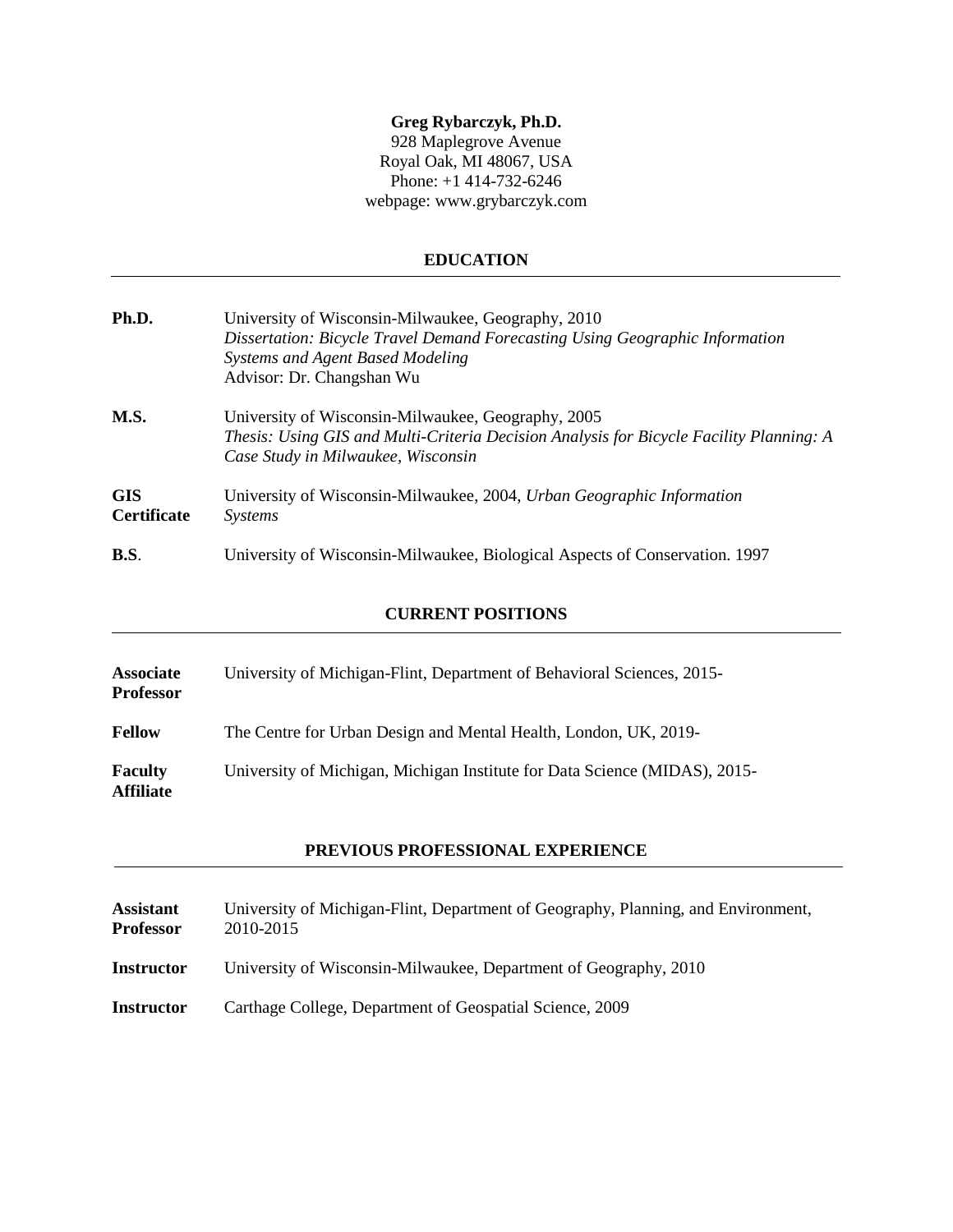**Greg Rybarczyk, Ph.D.**
928 Maplegrove Avenue
Royal Oak, MI 48067, USA
Phone: +1 414-732-6246
webpage: www.grybarczyk.com

## EDUCATION

**Ph.D.** University of Wisconsin-Milwaukee, Geography, 2010
*Dissertation: Bicycle Travel Demand Forecasting Using Geographic Information Systems and Agent Based Modeling*
Advisor: Dr. Changshan Wu

**M.S.** University of Wisconsin-Milwaukee, Geography, 2005
*Thesis: Using GIS and Multi-Criteria Decision Analysis for Bicycle Facility Planning: A Case Study in Milwaukee, Wisconsin*

**GIS Certificate** University of Wisconsin-Milwaukee, 2004, *Urban Geographic Information Systems*

**B.S**. University of Wisconsin-Milwaukee, Biological Aspects of Conservation. 1997

## CURRENT POSITIONS

**Associate Professor** University of Michigan-Flint, Department of Behavioral Sciences, 2015-

**Fellow** The Centre for Urban Design and Mental Health, London, UK, 2019-

**Faculty Affiliate** University of Michigan, Michigan Institute for Data Science (MIDAS), 2015-

## PREVIOUS PROFESSIONAL EXPERIENCE

**Assistant Professor** University of Michigan-Flint, Department of Geography, Planning, and Environment, 2010-2015

**Instructor** University of Wisconsin-Milwaukee, Department of Geography, 2010

**Instructor** Carthage College, Department of Geospatial Science, 2009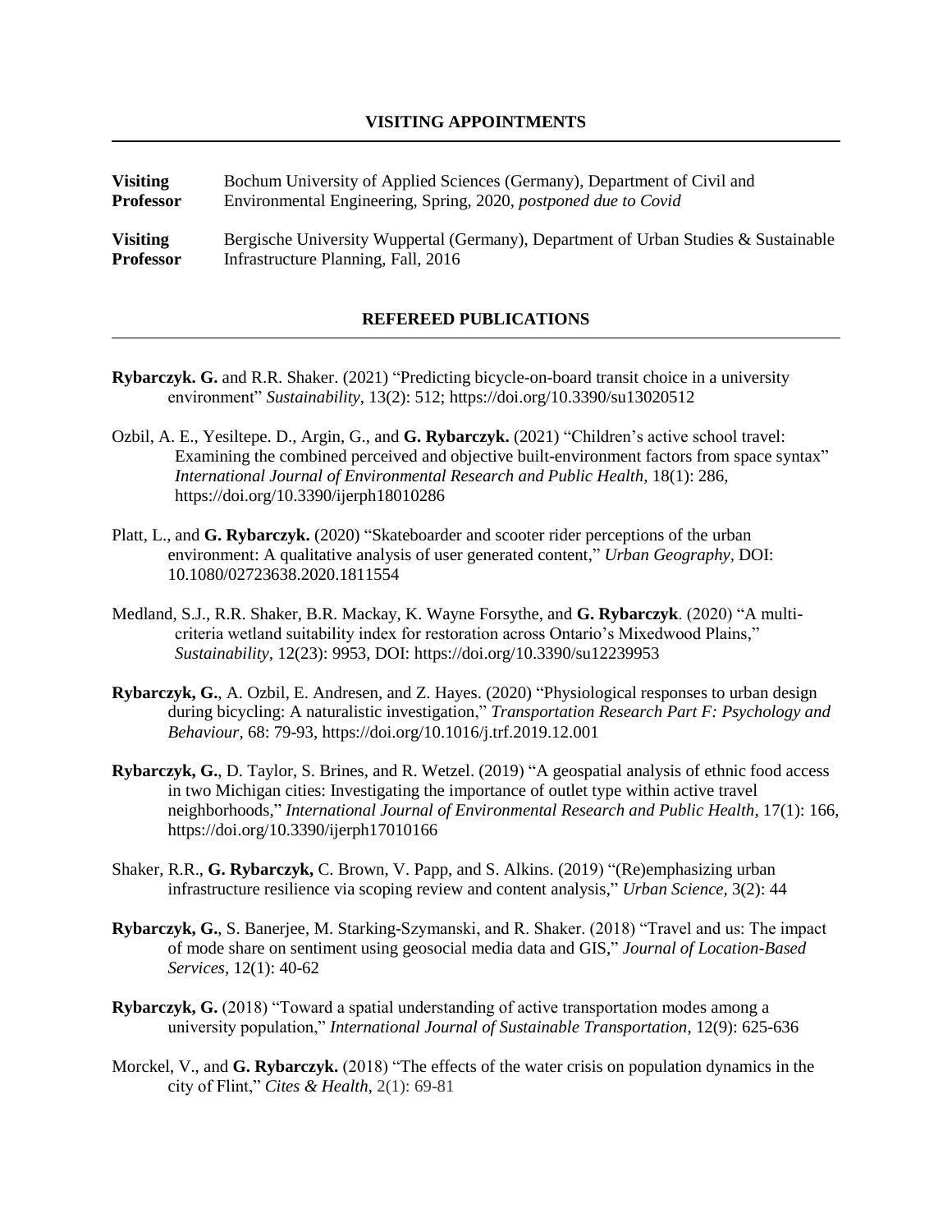## VISITING APPOINTMENTS

**Visiting Professor** Bochum University of Applied Sciences (Germany), Department of Civil and Environmental Engineering, Spring, 2020, *postponed due to Covid*

**Visiting Professor** Bergische University Wuppertal (Germany), Department of Urban Studies & Sustainable Infrastructure Planning, Fall, 2016

## REFEREED PUBLICATIONS

**Rybarczyk. G.** and R.R. Shaker. (2021) "Predicting bicycle-on-board transit choice in a university environment" *Sustainability*, 13(2): 512; https://doi.org/10.3390/su13020512

Ozbil, A. E., Yesiltepe. D., Argin, G., and **G. Rybarczyk.** (2021) "Children's active school travel: Examining the combined perceived and objective built-environment factors from space syntax" *International Journal of Environmental Research and Public Health*, 18(1): 286, https://doi.org/10.3390/ijerph18010286

Platt, L., and **G. Rybarczyk.** (2020) "Skateboarder and scooter rider perceptions of the urban environment: A qualitative analysis of user generated content," *Urban Geography,* DOI: 10.1080/02723638.2020.1811554

Medland, S.J., R.R. Shaker, B.R. Mackay, K. Wayne Forsythe, and **G. Rybarczyk**. (2020) "A multi-criteria wetland suitability index for restoration across Ontario's Mixedwood Plains," *Sustainability*, 12(23): 9953, DOI: https://doi.org/10.3390/su12239953

**Rybarczyk, G.**, A. Ozbil, E. Andresen, and Z. Hayes. (2020) "Physiological responses to urban design during bicycling: A naturalistic investigation," *Transportation Research Part F: Psychology and Behaviour,* 68: 79-93, https://doi.org/10.1016/j.trf.2019.12.001

**Rybarczyk, G.**, D. Taylor, S. Brines, and R. Wetzel. (2019) "A geospatial analysis of ethnic food access in two Michigan cities: Investigating the importance of outlet type within active travel neighborhoods," *International Journal of Environmental Research and Public Health*, 17(1): 166, https://doi.org/10.3390/ijerph17010166

Shaker, R.R., **G. Rybarczyk,** C. Brown, V. Papp, and S. Alkins. (2019) "(Re)emphasizing urban infrastructure resilience via scoping review and content analysis," *Urban Science*, 3(2): 44

**Rybarczyk, G.**, S. Banerjee, M. Starking-Szymanski, and R. Shaker. (2018) "Travel and us: The impact of mode share on sentiment using geosocial media data and GIS," *Journal of Location-Based Services,* 12(1): 40-62

**Rybarczyk, G.** (2018) "Toward a spatial understanding of active transportation modes among a university population," *International Journal of Sustainable Transportation*, 12(9): 625-636

Morckel, V., and **G. Rybarczyk.** (2018) "The effects of the water crisis on population dynamics in the city of Flint," *Cites & Health*, 2(1): 69-81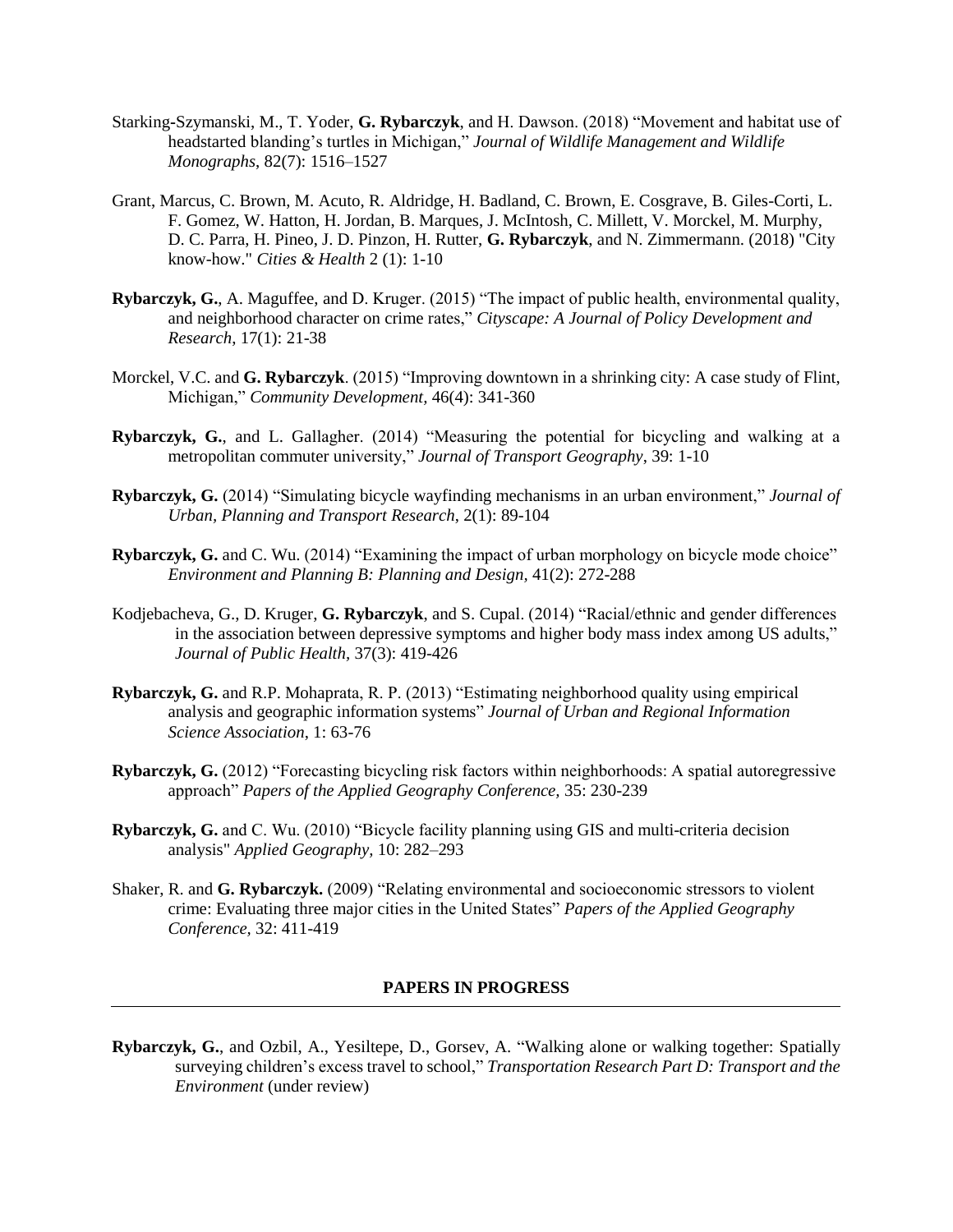Starking-Szymanski, M., T. Yoder, **G. Rybarczyk**, and H. Dawson. (2018) "Movement and habitat use of headstarted blanding's turtles in Michigan," *Journal of Wildlife Management and Wildlife Monographs*, 82(7): 1516–1527

Grant, Marcus, C. Brown, M. Acuto, R. Aldridge, H. Badland, C. Brown, E. Cosgrave, B. Giles-Corti, L. F. Gomez, W. Hatton, H. Jordan, B. Marques, J. McIntosh, C. Millett, V. Morckel, M. Murphy, D. C. Parra, H. Pineo, J. D. Pinzon, H. Rutter, **G. Rybarczyk**, and N. Zimmermann. (2018) "City know-how." *Cities & Health* 2 (1): 1-10

**Rybarczyk, G.**, A. Maguffee, and D. Kruger. (2015) "The impact of public health, environmental quality, and neighborhood character on crime rates," *Cityscape: A Journal of Policy Development and Research*, 17(1): 21-38

Morckel, V.C. and **G. Rybarczyk**. (2015) "Improving downtown in a shrinking city: A case study of Flint, Michigan," *Community Development*, 46(4): 341-360

**Rybarczyk, G.**, and L. Gallagher. (2014) "Measuring the potential for bicycling and walking at a metropolitan commuter university," *Journal of Transport Geography*, 39: 1-10

**Rybarczyk, G.** (2014) "Simulating bicycle wayfinding mechanisms in an urban environment," *Journal of Urban, Planning and Transport Research*, 2(1): 89-104

**Rybarczyk, G.** and C. Wu. (2014) "Examining the impact of urban morphology on bicycle mode choice" *Environment and Planning B: Planning and Design,* 41(2): 272-288

Kodjebacheva, G., D. Kruger, **G. Rybarczyk**, and S. Cupal. (2014) "Racial/ethnic and gender differences in the association between depressive symptoms and higher body mass index among US adults," *Journal of Public Health,* 37(3): 419-426

**Rybarczyk, G.** and R.P. Mohaprata, R. P. (2013) "Estimating neighborhood quality using empirical analysis and geographic information systems" *Journal of Urban and Regional Information Science Association*, 1: 63-76

**Rybarczyk, G.** (2012) "Forecasting bicycling risk factors within neighborhoods: A spatial autoregressive approach" *Papers of the Applied Geography Conference,* 35: 230-239

**Rybarczyk, G.** and C. Wu. (2010) "Bicycle facility planning using GIS and multi-criteria decision analysis" *Applied Geography,* 10: 282–293

Shaker, R. and **G. Rybarczyk.** (2009) "Relating environmental and socioeconomic stressors to violent crime: Evaluating three major cities in the United States" *Papers of the Applied Geography Conference,* 32: 411-419

## PAPERS IN PROGRESS

**Rybarczyk, G.**, and Ozbil, A., Yesiltepe, D., Gorsev, A. "Walking alone or walking together: Spatially surveying children's excess travel to school," *Transportation Research Part D: Transport and the Environment* (under review)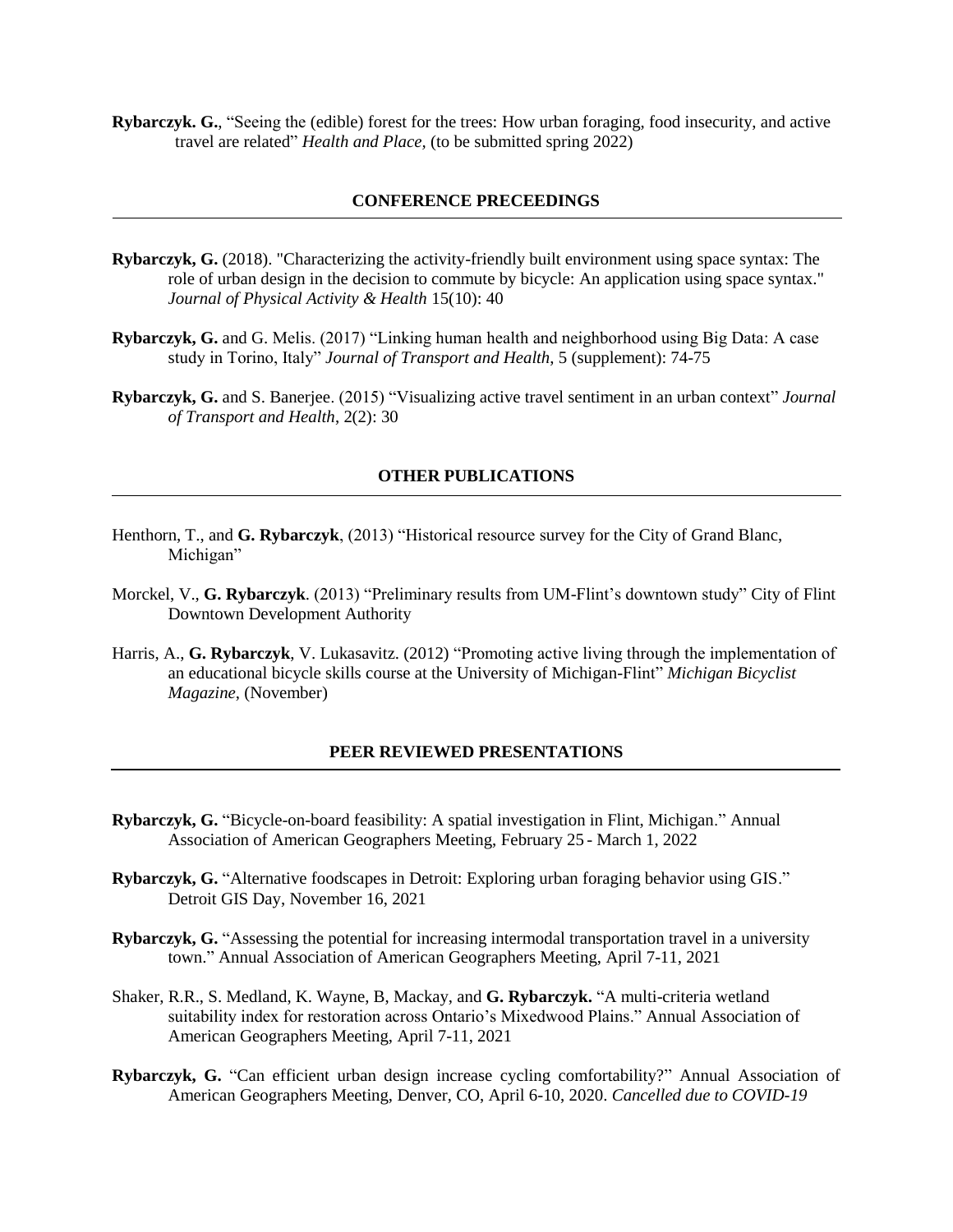**Rybarczyk. G.**, "Seeing the (edible) forest for the trees: How urban foraging, food insecurity, and active travel are related" *Health and Place*, (to be submitted spring 2022)

## CONFERENCE PRECEEDINGS

**Rybarczyk, G.** (2018). "Characterizing the activity-friendly built environment using space syntax: The role of urban design in the decision to commute by bicycle: An application using space syntax." *Journal of Physical Activity & Health* 15(10): 40

**Rybarczyk, G.** and G. Melis. (2017) "Linking human health and neighborhood using Big Data: A case study in Torino, Italy" *Journal of Transport and Health*, 5 (supplement): 74-75

**Rybarczyk, G.** and S. Banerjee. (2015) "Visualizing active travel sentiment in an urban context" *Journal of Transport and Health*, 2(2): 30

## OTHER PUBLICATIONS

Henthorn, T., and **G. Rybarczyk**, (2013) "Historical resource survey for the City of Grand Blanc, Michigan"

Morckel, V., **G. Rybarczyk**. (2013) "Preliminary results from UM-Flint's downtown study" City of Flint Downtown Development Authority

Harris, A., **G. Rybarczyk**, V. Lukasavitz. (2012) "Promoting active living through the implementation of an educational bicycle skills course at the University of Michigan-Flint" *Michigan Bicyclist Magazine*, (November)

## PEER REVIEWED PRESENTATIONS

**Rybarczyk, G.** "Bicycle-on-board feasibility: A spatial investigation in Flint, Michigan." Annual Association of American Geographers Meeting, February 25 - March 1, 2022

**Rybarczyk, G.** "Alternative foodscapes in Detroit: Exploring urban foraging behavior using GIS." Detroit GIS Day, November 16, 2021

**Rybarczyk, G.** "Assessing the potential for increasing intermodal transportation travel in a university town." Annual Association of American Geographers Meeting, April 7-11, 2021

Shaker, R.R., S. Medland, K. Wayne, B, Mackay, and **G. Rybarczyk.** "A multi-criteria wetland suitability index for restoration across Ontario's Mixedwood Plains." Annual Association of American Geographers Meeting, April 7-11, 2021

**Rybarczyk, G.** "Can efficient urban design increase cycling comfortability?" Annual Association of American Geographers Meeting, Denver, CO, April 6-10, 2020. *Cancelled due to COVID-19*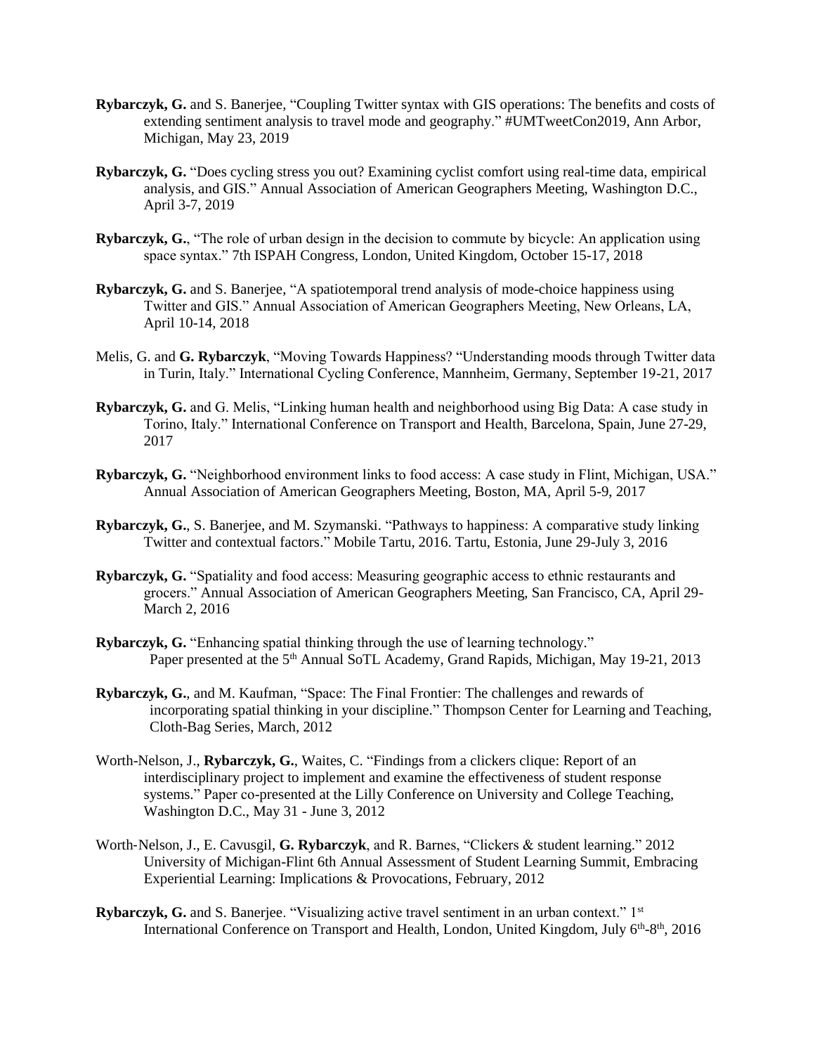**Rybarczyk, G.** and S. Banerjee, "Coupling Twitter syntax with GIS operations: The benefits and costs of extending sentiment analysis to travel mode and geography." #UMTweetCon2019, Ann Arbor, Michigan, May 23, 2019

**Rybarczyk, G.** "Does cycling stress you out? Examining cyclist comfort using real-time data, empirical analysis, and GIS." Annual Association of American Geographers Meeting, Washington D.C., April 3-7, 2019

**Rybarczyk, G.**, "The role of urban design in the decision to commute by bicycle: An application using space syntax." 7th ISPAH Congress, London, United Kingdom, October 15-17, 2018

**Rybarczyk, G.** and S. Banerjee, "A spatiotemporal trend analysis of mode-choice happiness using Twitter and GIS." Annual Association of American Geographers Meeting, New Orleans, LA, April 10-14, 2018

Melis, G. and **G. Rybarczyk**, "Moving Towards Happiness? "Understanding moods through Twitter data in Turin, Italy." International Cycling Conference, Mannheim, Germany, September 19-21, 2017

**Rybarczyk, G.** and G. Melis, "Linking human health and neighborhood using Big Data: A case study in Torino, Italy." International Conference on Transport and Health, Barcelona, Spain, June 27-29, 2017

**Rybarczyk, G.** "Neighborhood environment links to food access: A case study in Flint, Michigan, USA." Annual Association of American Geographers Meeting, Boston, MA, April 5-9, 2017

**Rybarczyk, G.**, S. Banerjee, and M. Szymanski. "Pathways to happiness: A comparative study linking Twitter and contextual factors." Mobile Tartu, 2016. Tartu, Estonia, June 29-July 3, 2016

**Rybarczyk, G.** "Spatiality and food access: Measuring geographic access to ethnic restaurants and grocers." Annual Association of American Geographers Meeting, San Francisco, CA, April 29-March 2, 2016

**Rybarczyk, G.** "Enhancing spatial thinking through the use of learning technology." Paper presented at the 5th Annual SoTL Academy, Grand Rapids, Michigan, May 19-21, 2013

**Rybarczyk, G.**, and M. Kaufman, "Space: The Final Frontier: The challenges and rewards of incorporating spatial thinking in your discipline." Thompson Center for Learning and Teaching, Cloth-Bag Series, March, 2012

Worth-Nelson, J., **Rybarczyk, G.**, Waites, C. "Findings from a clickers clique: Report of an interdisciplinary project to implement and examine the effectiveness of student response systems." Paper co-presented at the Lilly Conference on University and College Teaching, Washington D.C., May 31 - June 3, 2012

Worth-Nelson, J., E. Cavusgil, **G. Rybarczyk**, and R. Barnes, "Clickers & student learning." 2012 University of Michigan-Flint 6th Annual Assessment of Student Learning Summit, Embracing Experiential Learning: Implications & Provocations, February, 2012

**Rybarczyk, G.** and S. Banerjee. "Visualizing active travel sentiment in an urban context." 1st International Conference on Transport and Health, London, United Kingdom, July 6th-8th, 2016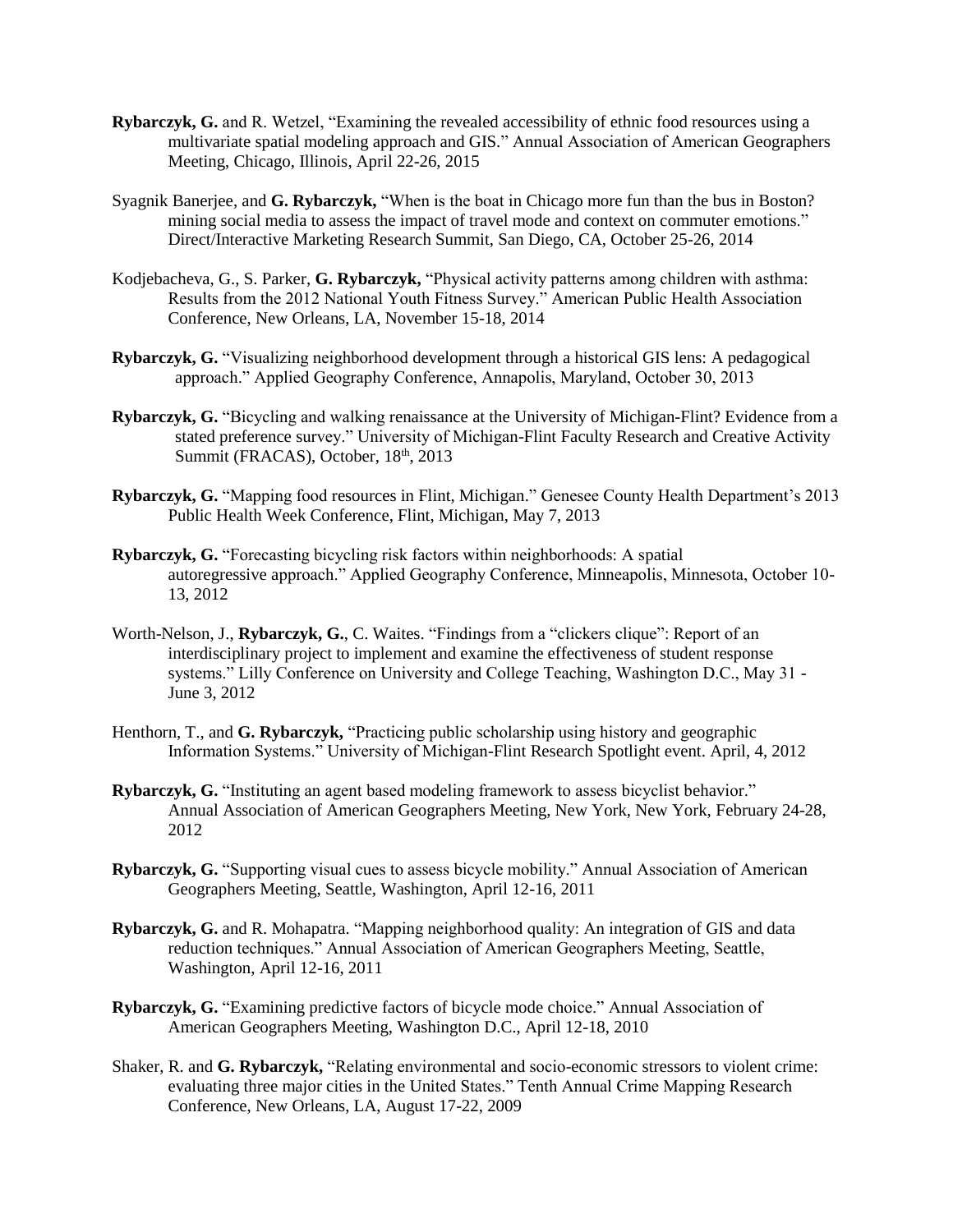**Rybarczyk, G.** and R. Wetzel, "Examining the revealed accessibility of ethnic food resources using a multivariate spatial modeling approach and GIS." Annual Association of American Geographers Meeting, Chicago, Illinois, April 22-26, 2015

Syagnik Banerjee, and **G. Rybarczyk,** "When is the boat in Chicago more fun than the bus in Boston? mining social media to assess the impact of travel mode and context on commuter emotions." Direct/Interactive Marketing Research Summit, San Diego, CA, October 25-26, 2014

Kodjebacheva, G., S. Parker, **G. Rybarczyk,** "Physical activity patterns among children with asthma: Results from the 2012 National Youth Fitness Survey." American Public Health Association Conference, New Orleans, LA, November 15-18, 2014

**Rybarczyk, G.** "Visualizing neighborhood development through a historical GIS lens: A pedagogical approach." Applied Geography Conference, Annapolis, Maryland, October 30, 2013

**Rybarczyk, G.** "Bicycling and walking renaissance at the University of Michigan-Flint? Evidence from a stated preference survey." University of Michigan-Flint Faculty Research and Creative Activity Summit (FRACAS), October, 18th, 2013

**Rybarczyk, G.** "Mapping food resources in Flint, Michigan." Genesee County Health Department's 2013 Public Health Week Conference, Flint, Michigan, May 7, 2013

**Rybarczyk, G.** "Forecasting bicycling risk factors within neighborhoods: A spatial autoregressive approach." Applied Geography Conference, Minneapolis, Minnesota, October 10-13, 2012

Worth-Nelson, J., **Rybarczyk, G.**, C. Waites. "Findings from a "clickers clique": Report of an interdisciplinary project to implement and examine the effectiveness of student response systems." Lilly Conference on University and College Teaching, Washington D.C., May 31 - June 3, 2012

Henthorn, T., and **G. Rybarczyk,** "Practicing public scholarship using history and geographic Information Systems." University of Michigan-Flint Research Spotlight event. April, 4, 2012

**Rybarczyk, G.** "Instituting an agent based modeling framework to assess bicyclist behavior." Annual Association of American Geographers Meeting, New York, New York, February 24-28, 2012

**Rybarczyk, G.** "Supporting visual cues to assess bicycle mobility." Annual Association of American Geographers Meeting, Seattle, Washington, April 12-16, 2011

**Rybarczyk, G.** and R. Mohapatra. "Mapping neighborhood quality: An integration of GIS and data reduction techniques." Annual Association of American Geographers Meeting, Seattle, Washington, April 12-16, 2011

**Rybarczyk, G.** "Examining predictive factors of bicycle mode choice." Annual Association of American Geographers Meeting, Washington D.C., April 12-18, 2010

Shaker, R. and **G. Rybarczyk,** "Relating environmental and socio-economic stressors to violent crime: evaluating three major cities in the United States." Tenth Annual Crime Mapping Research Conference, New Orleans, LA, August 17-22, 2009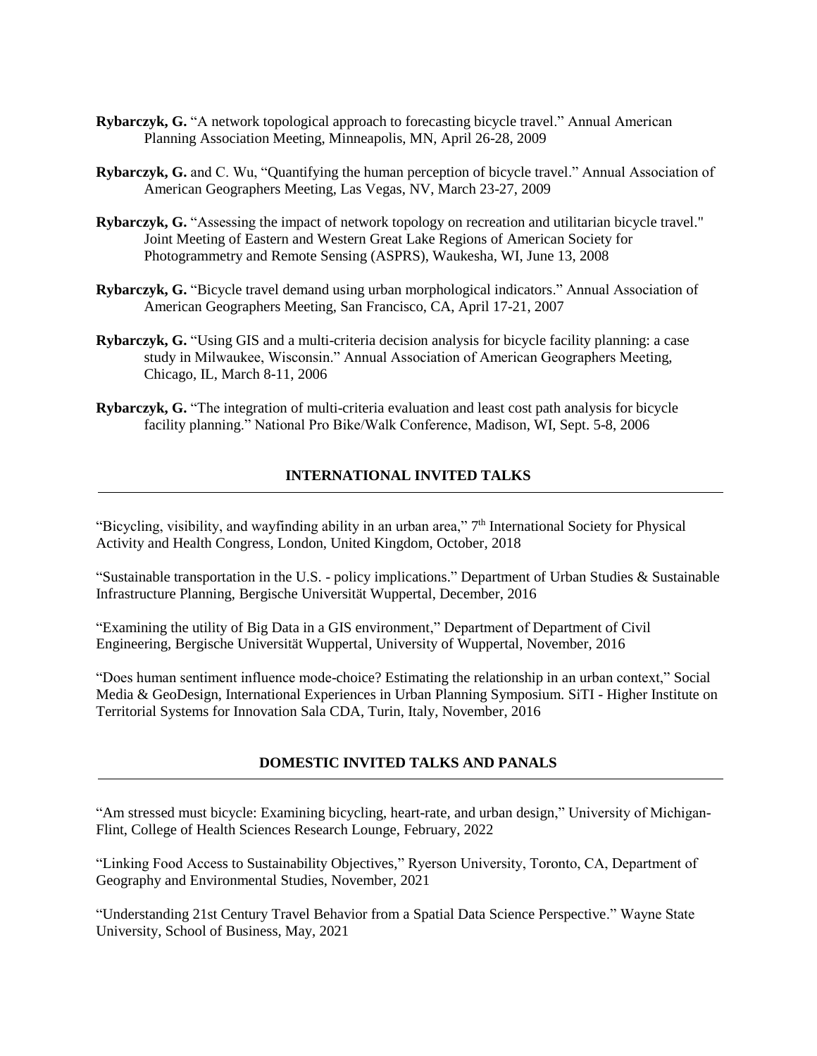**Rybarczyk, G.** "A network topological approach to forecasting bicycle travel." Annual American Planning Association Meeting, Minneapolis, MN, April 26-28, 2009

**Rybarczyk, G.** and C. Wu, "Quantifying the human perception of bicycle travel." Annual Association of American Geographers Meeting, Las Vegas, NV, March 23-27, 2009

**Rybarczyk, G.** "Assessing the impact of network topology on recreation and utilitarian bicycle travel." Joint Meeting of Eastern and Western Great Lake Regions of American Society for Photogrammetry and Remote Sensing (ASPRS), Waukesha, WI, June 13, 2008

**Rybarczyk, G.** "Bicycle travel demand using urban morphological indicators." Annual Association of American Geographers Meeting, San Francisco, CA, April 17-21, 2007

**Rybarczyk, G.** "Using GIS and a multi-criteria decision analysis for bicycle facility planning: a case study in Milwaukee, Wisconsin." Annual Association of American Geographers Meeting, Chicago, IL, March 8-11, 2006

**Rybarczyk, G.** "The integration of multi-criteria evaluation and least cost path analysis for bicycle facility planning." National Pro Bike/Walk Conference, Madison, WI, Sept. 5-8, 2006

## INTERNATIONAL INVITED TALKS

"Bicycling, visibility, and wayfinding ability in an urban area," 7th International Society for Physical Activity and Health Congress, London, United Kingdom, October, 2018

"Sustainable transportation in the U.S. - policy implications." Department of Urban Studies & Sustainable Infrastructure Planning, Bergische Universität Wuppertal, December, 2016

"Examining the utility of Big Data in a GIS environment," Department of Department of Civil Engineering, Bergische Universität Wuppertal, University of Wuppertal, November, 2016

"Does human sentiment influence mode-choice? Estimating the relationship in an urban context," Social Media & GeoDesign, International Experiences in Urban Planning Symposium. SiTI - Higher Institute on Territorial Systems for Innovation Sala CDA, Turin, Italy, November, 2016

## DOMESTIC INVITED TALKS AND PANALS

"Am stressed must bicycle: Examining bicycling, heart-rate, and urban design," University of Michigan-Flint, College of Health Sciences Research Lounge, February, 2022

"Linking Food Access to Sustainability Objectives," Ryerson University, Toronto, CA, Department of Geography and Environmental Studies, November, 2021

"Understanding 21st Century Travel Behavior from a Spatial Data Science Perspective." Wayne State University, School of Business, May, 2021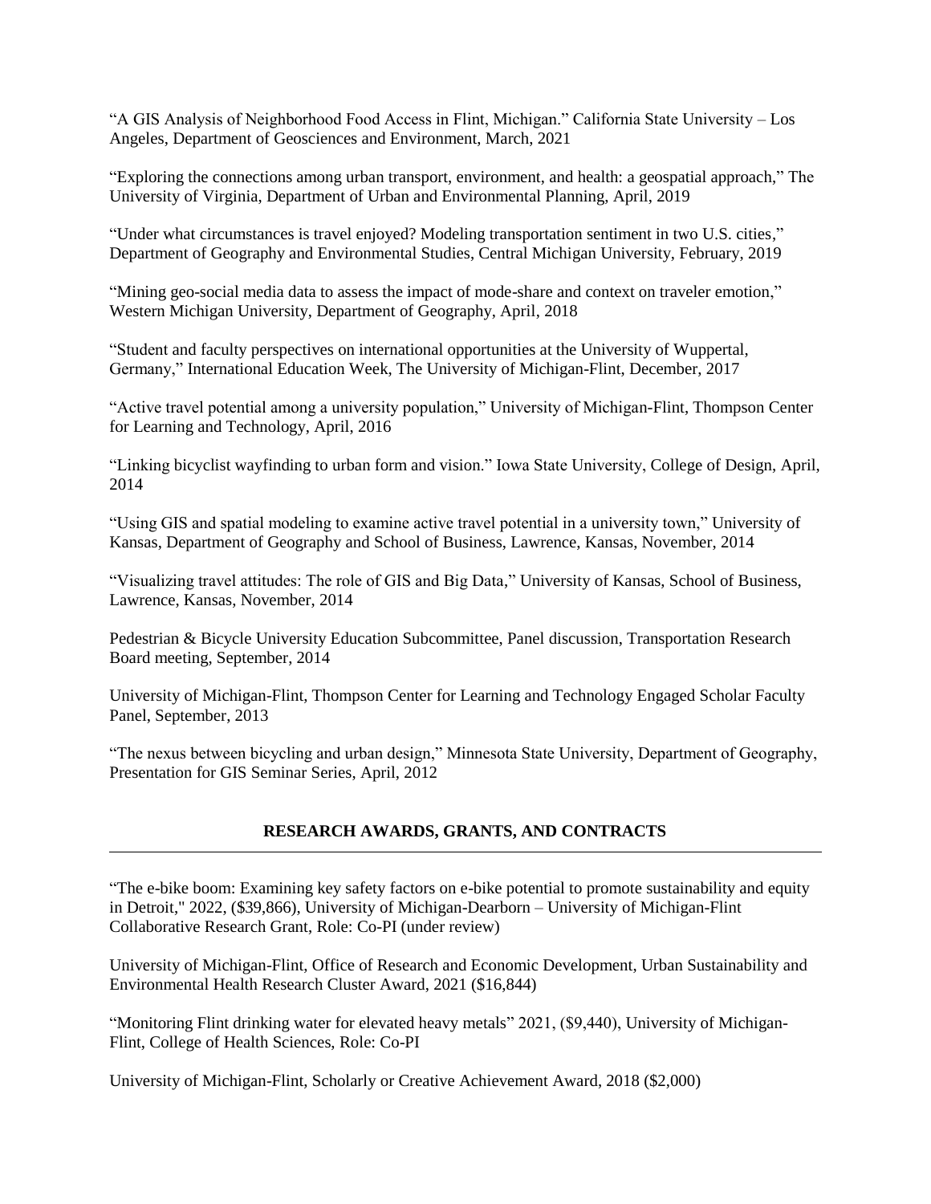"A GIS Analysis of Neighborhood Food Access in Flint, Michigan." California State University – Los Angeles, Department of Geosciences and Environment, March, 2021

"Exploring the connections among urban transport, environment, and health: a geospatial approach," The University of Virginia, Department of Urban and Environmental Planning, April, 2019

"Under what circumstances is travel enjoyed? Modeling transportation sentiment in two U.S. cities," Department of Geography and Environmental Studies, Central Michigan University, February, 2019

"Mining geo-social media data to assess the impact of mode-share and context on traveler emotion," Western Michigan University, Department of Geography, April, 2018

"Student and faculty perspectives on international opportunities at the University of Wuppertal, Germany," International Education Week, The University of Michigan-Flint, December, 2017

"Active travel potential among a university population," University of Michigan-Flint, Thompson Center for Learning and Technology, April, 2016

"Linking bicyclist wayfinding to urban form and vision." Iowa State University, College of Design, April, 2014

"Using GIS and spatial modeling to examine active travel potential in a university town," University of Kansas, Department of Geography and School of Business, Lawrence, Kansas, November, 2014

"Visualizing travel attitudes: The role of GIS and Big Data," University of Kansas, School of Business, Lawrence, Kansas, November, 2014

Pedestrian & Bicycle University Education Subcommittee, Panel discussion, Transportation Research Board meeting, September, 2014

University of Michigan-Flint, Thompson Center for Learning and Technology Engaged Scholar Faculty Panel, September, 2013

"The nexus between bicycling and urban design," Minnesota State University, Department of Geography, Presentation for GIS Seminar Series, April, 2012

## RESEARCH AWARDS, GRANTS, AND CONTRACTS

"The e-bike boom: Examining key safety factors on e-bike potential to promote sustainability and equity in Detroit," 2022, ($39,866), University of Michigan-Dearborn – University of Michigan-Flint Collaborative Research Grant, Role: Co-PI (under review)

University of Michigan-Flint, Office of Research and Economic Development, Urban Sustainability and Environmental Health Research Cluster Award, 2021 ($16,844)

"Monitoring Flint drinking water for elevated heavy metals" 2021, ($9,440), University of Michigan-Flint, College of Health Sciences, Role: Co-PI

University of Michigan-Flint, Scholarly or Creative Achievement Award, 2018 ($2,000)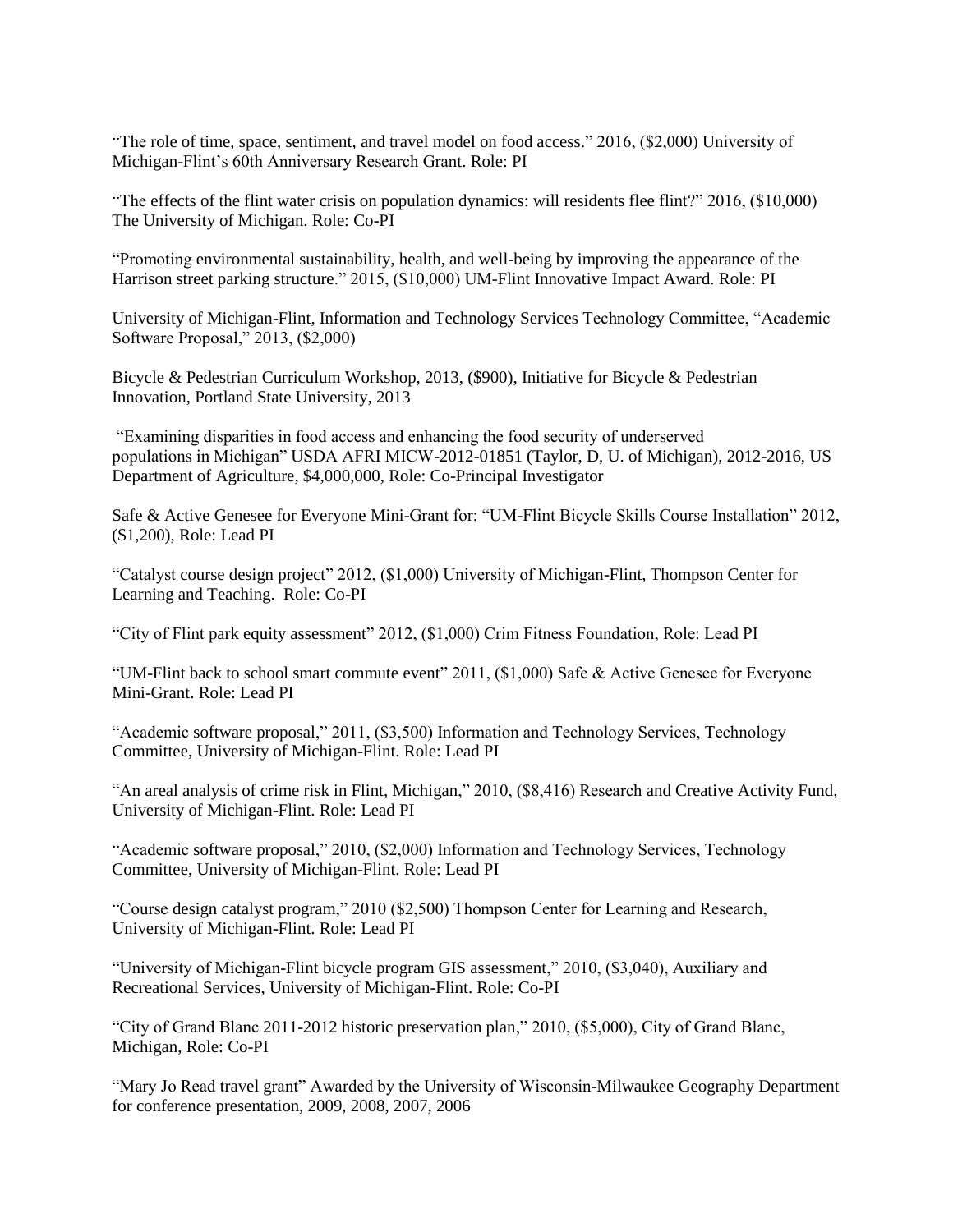"The role of time, space, sentiment, and travel model on food access." 2016, ($2,000) University of Michigan-Flint's 60th Anniversary Research Grant. Role: PI

"The effects of the flint water crisis on population dynamics: will residents flee flint?" 2016, ($10,000) The University of Michigan. Role: Co-PI

"Promoting environmental sustainability, health, and well-being by improving the appearance of the Harrison street parking structure." 2015, ($10,000) UM-Flint Innovative Impact Award. Role: PI

University of Michigan-Flint, Information and Technology Services Technology Committee, "Academic Software Proposal," 2013, ($2,000)

Bicycle & Pedestrian Curriculum Workshop, 2013, ($900), Initiative for Bicycle & Pedestrian Innovation, Portland State University, 2013

"Examining disparities in food access and enhancing the food security of underserved populations in Michigan" USDA AFRI MICW-2012-01851 (Taylor, D, U. of Michigan), 2012-2016, US Department of Agriculture, $4,000,000, Role: Co-Principal Investigator

Safe & Active Genesee for Everyone Mini-Grant for: "UM-Flint Bicycle Skills Course Installation" 2012, ($1,200), Role: Lead PI

"Catalyst course design project" 2012, ($1,000) University of Michigan-Flint, Thompson Center for Learning and Teaching. Role: Co-PI

"City of Flint park equity assessment" 2012, ($1,000) Crim Fitness Foundation, Role: Lead PI

"UM-Flint back to school smart commute event" 2011, ($1,000) Safe & Active Genesee for Everyone Mini-Grant. Role: Lead PI

"Academic software proposal," 2011, ($3,500) Information and Technology Services, Technology Committee, University of Michigan-Flint. Role: Lead PI

"An areal analysis of crime risk in Flint, Michigan," 2010, ($8,416) Research and Creative Activity Fund, University of Michigan-Flint. Role: Lead PI

"Academic software proposal," 2010, ($2,000) Information and Technology Services, Technology Committee, University of Michigan-Flint. Role: Lead PI

"Course design catalyst program," 2010 ($2,500) Thompson Center for Learning and Research, University of Michigan-Flint. Role: Lead PI

"University of Michigan-Flint bicycle program GIS assessment," 2010, ($3,040), Auxiliary and Recreational Services, University of Michigan-Flint. Role: Co-PI

"City of Grand Blanc 2011-2012 historic preservation plan," 2010, ($5,000), City of Grand Blanc, Michigan, Role: Co-PI

"Mary Jo Read travel grant" Awarded by the University of Wisconsin-Milwaukee Geography Department for conference presentation, 2009, 2008, 2007, 2006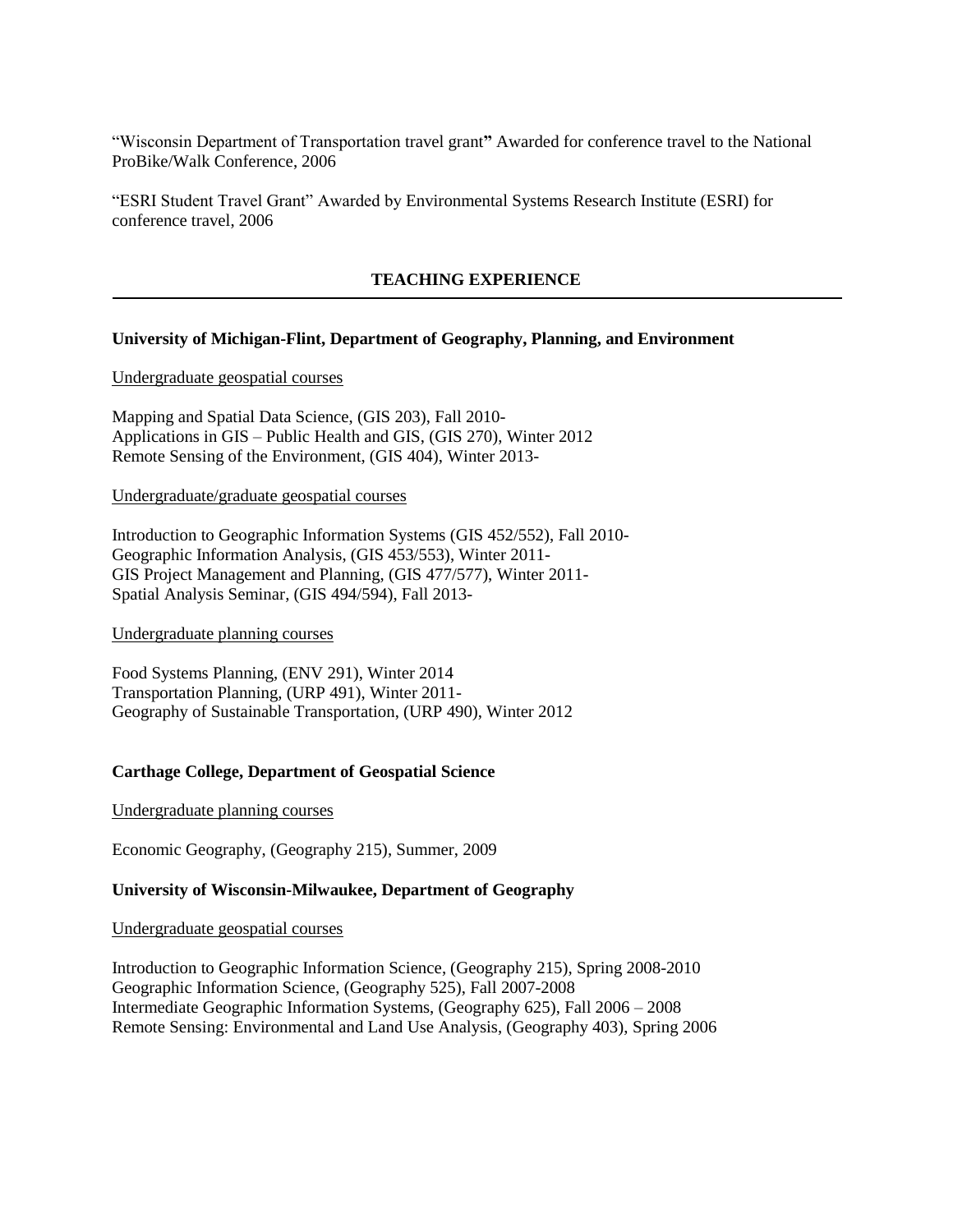"Wisconsin Department of Transportation travel grant**"** Awarded for conference travel to the National ProBike/Walk Conference, 2006

"ESRI Student Travel Grant" Awarded by Environmental Systems Research Institute (ESRI) for conference travel, 2006

## TEACHING EXPERIENCE

**University of Michigan-Flint, Department of Geography, Planning, and Environment**

Undergraduate geospatial courses

Mapping and Spatial Data Science, (GIS 203), Fall 2010-
Applications in GIS – Public Health and GIS, (GIS 270), Winter 2012
Remote Sensing of the Environment, (GIS 404), Winter 2013-

Undergraduate/graduate geospatial courses

Introduction to Geographic Information Systems (GIS 452/552), Fall 2010-
Geographic Information Analysis, (GIS 453/553), Winter 2011-
GIS Project Management and Planning, (GIS 477/577), Winter 2011-
Spatial Analysis Seminar, (GIS 494/594), Fall 2013-

Undergraduate planning courses

Food Systems Planning, (ENV 291), Winter 2014
Transportation Planning, (URP 491), Winter 2011-
Geography of Sustainable Transportation, (URP 490), Winter 2012

**Carthage College, Department of Geospatial Science**

Undergraduate planning courses

Economic Geography, (Geography 215), Summer, 2009

**University of Wisconsin-Milwaukee, Department of Geography**

Undergraduate geospatial courses

Introduction to Geographic Information Science, (Geography 215), Spring 2008-2010
Geographic Information Science, (Geography 525), Fall 2007-2008
Intermediate Geographic Information Systems, (Geography 625), Fall 2006 – 2008
Remote Sensing: Environmental and Land Use Analysis, (Geography 403), Spring 2006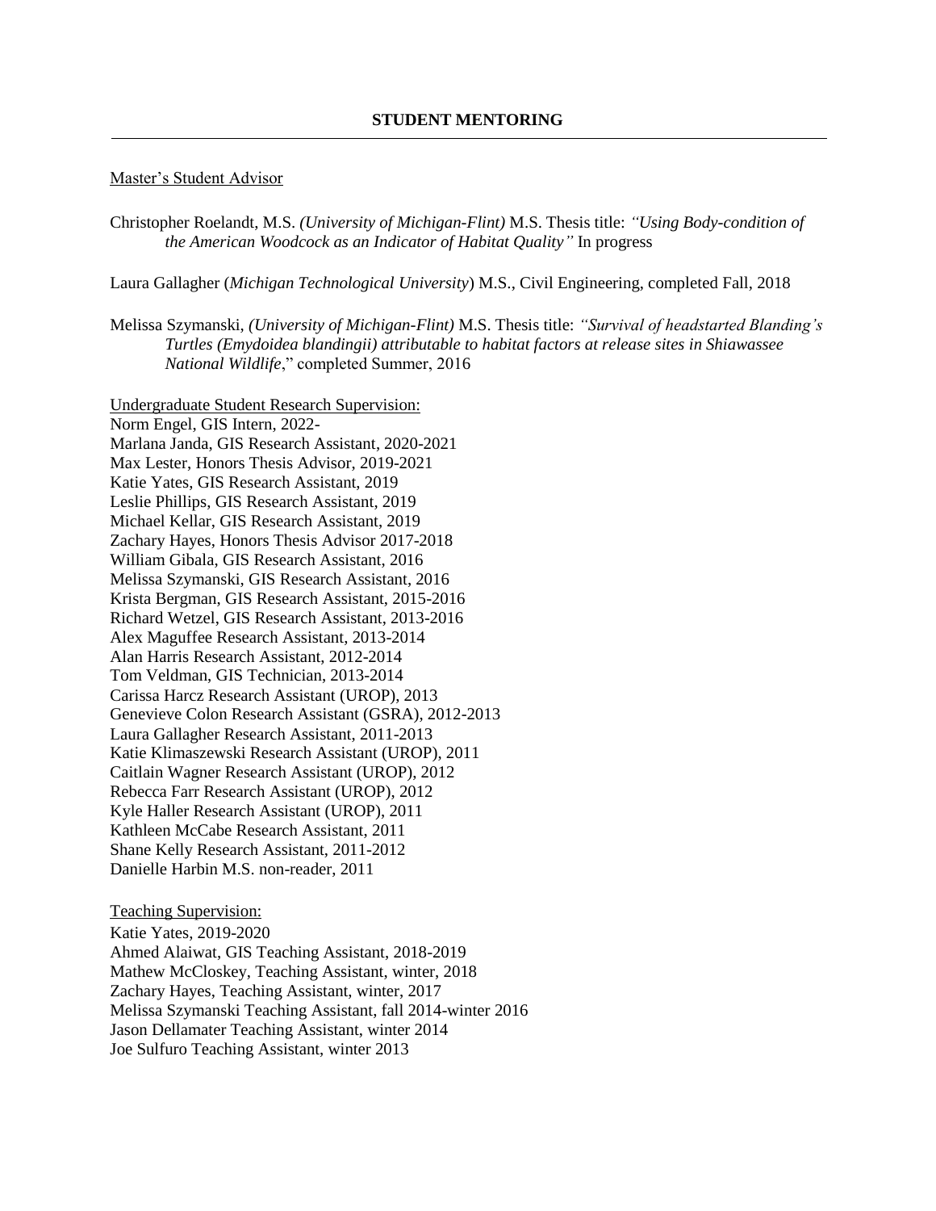## STUDENT MENTORING

Master's Student Advisor

Christopher Roelandt, M.S. *(University of Michigan-Flint)* M.S. Thesis title: *"Using Body-condition of the American Woodcock as an Indicator of Habitat Quality"* In progress

Laura Gallagher (*Michigan Technological University*) M.S., Civil Engineering, completed Fall, 2018

Melissa Szymanski, *(University of Michigan-Flint)* M.S. Thesis title: *"Survival of headstarted Blanding's Turtles (Emydoidea blandingii) attributable to habitat factors at release sites in Shiawassee National Wildlife*," completed Summer, 2016

Undergraduate Student Research Supervision:

Norm Engel, GIS Intern, 2022-
Marlana Janda, GIS Research Assistant, 2020-2021
Max Lester, Honors Thesis Advisor, 2019-2021
Katie Yates, GIS Research Assistant, 2019
Leslie Phillips, GIS Research Assistant, 2019
Michael Kellar, GIS Research Assistant, 2019
Zachary Hayes, Honors Thesis Advisor 2017-2018
William Gibala, GIS Research Assistant, 2016
Melissa Szymanski, GIS Research Assistant, 2016
Krista Bergman, GIS Research Assistant, 2015-2016
Richard Wetzel, GIS Research Assistant, 2013-2016
Alex Maguffee Research Assistant, 2013-2014
Alan Harris Research Assistant, 2012-2014
Tom Veldman, GIS Technician, 2013-2014
Carissa Harcz Research Assistant (UROP), 2013
Genevieve Colon Research Assistant (GSRA), 2012-2013
Laura Gallagher Research Assistant, 2011-2013
Katie Klimaszewski Research Assistant (UROP), 2011
Caitlain Wagner Research Assistant (UROP), 2012
Rebecca Farr Research Assistant (UROP), 2012
Kyle Haller Research Assistant (UROP), 2011
Kathleen McCabe Research Assistant, 2011
Shane Kelly Research Assistant, 2011-2012
Danielle Harbin M.S. non-reader, 2011

Teaching Supervision:

Katie Yates, 2019-2020
Ahmed Alaiwat, GIS Teaching Assistant, 2018-2019
Mathew McCloskey, Teaching Assistant, winter, 2018
Zachary Hayes, Teaching Assistant, winter, 2017
Melissa Szymanski Teaching Assistant, fall 2014-winter 2016
Jason Dellamater Teaching Assistant, winter 2014
Joe Sulfuro Teaching Assistant, winter 2013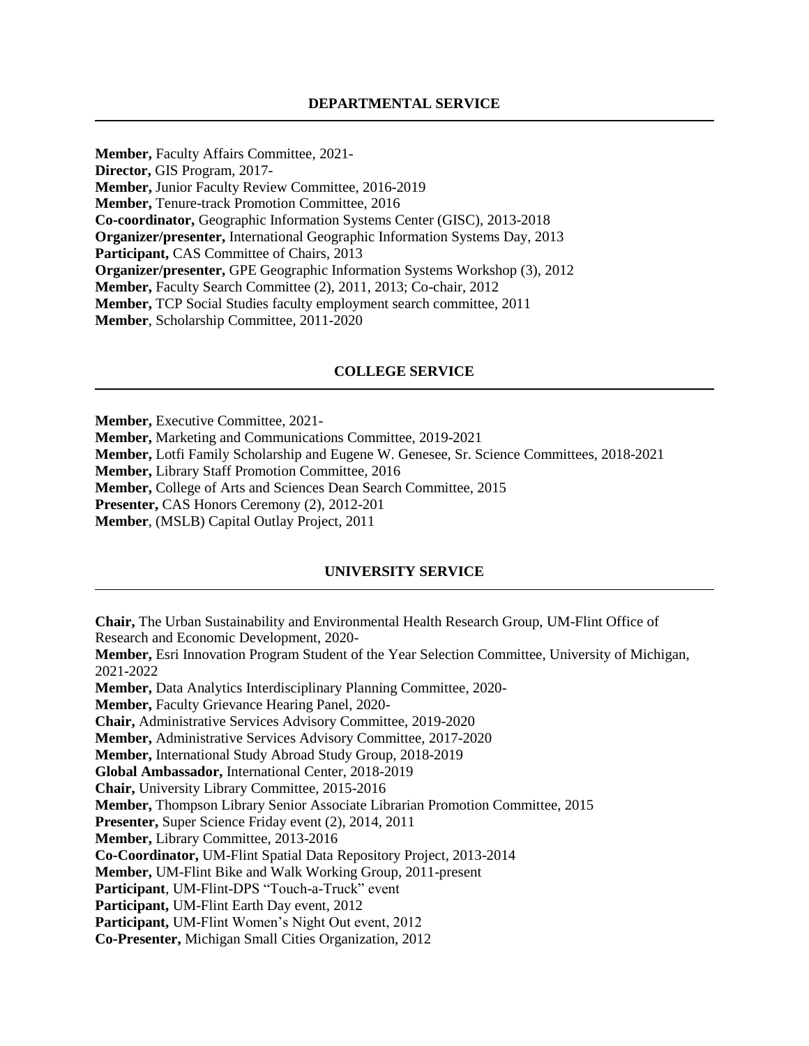## DEPARTMENTAL SERVICE

**Member,** Faculty Affairs Committee, 2021-
**Director,** GIS Program, 2017-
**Member,** Junior Faculty Review Committee, 2016-2019
**Member,** Tenure-track Promotion Committee, 2016
**Co-coordinator,** Geographic Information Systems Center (GISC), 2013-2018
**Organizer/presenter,** International Geographic Information Systems Day, 2013
**Participant,** CAS Committee of Chairs, 2013
**Organizer/presenter,** GPE Geographic Information Systems Workshop (3), 2012
**Member,** Faculty Search Committee (2), 2011, 2013; Co-chair, 2012
**Member,** TCP Social Studies faculty employment search committee, 2011
**Member**, Scholarship Committee, 2011-2020

## COLLEGE SERVICE

**Member,** Executive Committee, 2021-
**Member,** Marketing and Communications Committee, 2019-2021
**Member,** Lotfi Family Scholarship and Eugene W. Genesee, Sr. Science Committees, 2018-2021
**Member,** Library Staff Promotion Committee, 2016
**Member,** College of Arts and Sciences Dean Search Committee, 2015
**Presenter,** CAS Honors Ceremony (2), 2012-201
**Member**, (MSLB) Capital Outlay Project, 2011

## UNIVERSITY SERVICE

**Chair,** The Urban Sustainability and Environmental Health Research Group, UM-Flint Office of Research and Economic Development, 2020-
**Member,** Esri Innovation Program Student of the Year Selection Committee, University of Michigan, 2021-2022
**Member,** Data Analytics Interdisciplinary Planning Committee, 2020-
**Member,** Faculty Grievance Hearing Panel, 2020-
**Chair,** Administrative Services Advisory Committee, 2019-2020
**Member,** Administrative Services Advisory Committee, 2017-2020
**Member,** International Study Abroad Study Group, 2018-2019
**Global Ambassador,** International Center, 2018-2019
**Chair,** University Library Committee, 2015-2016
**Member,** Thompson Library Senior Associate Librarian Promotion Committee, 2015
**Presenter,** Super Science Friday event (2), 2014, 2011
**Member,** Library Committee, 2013-2016
**Co-Coordinator,** UM-Flint Spatial Data Repository Project, 2013-2014
**Member,** UM-Flint Bike and Walk Working Group, 2011-present
**Participant**, UM-Flint-DPS "Touch-a-Truck" event
**Participant,** UM-Flint Earth Day event, 2012
**Participant,** UM-Flint Women's Night Out event, 2012
**Co-Presenter,** Michigan Small Cities Organization, 2012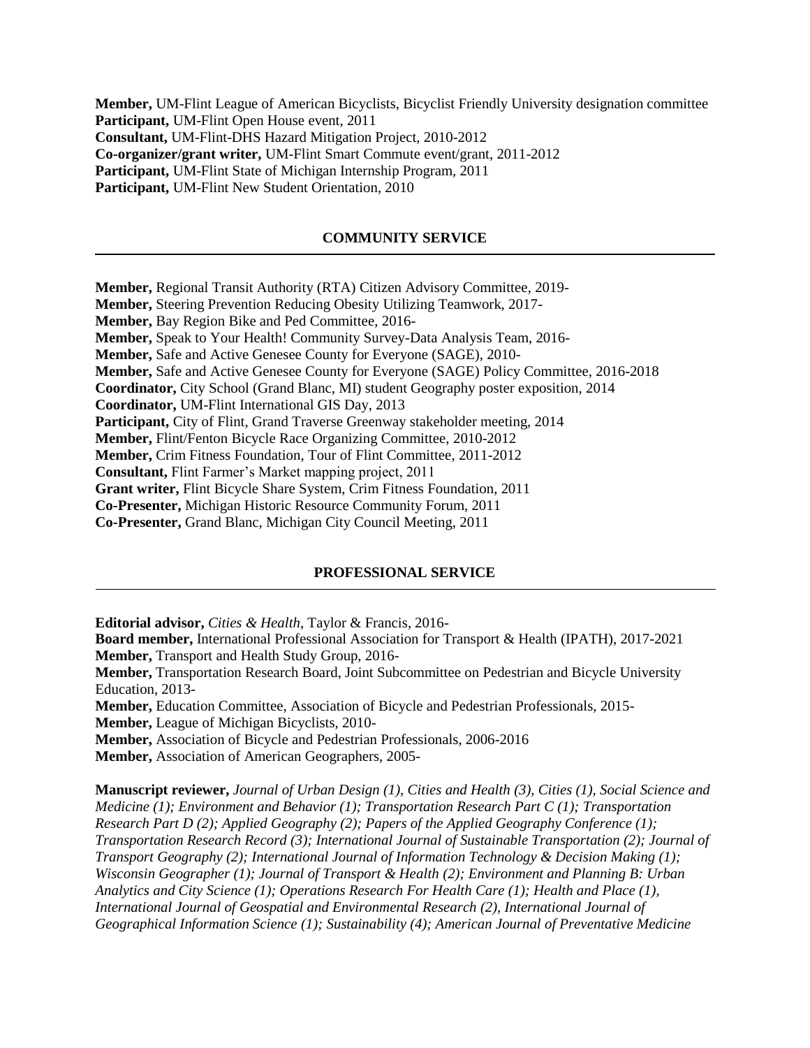**Member,** UM-Flint League of American Bicyclists, Bicyclist Friendly University designation committee
**Participant,** UM-Flint Open House event, 2011
**Consultant,** UM-Flint-DHS Hazard Mitigation Project, 2010-2012
**Co-organizer/grant writer,** UM-Flint Smart Commute event/grant, 2011-2012
**Participant,** UM-Flint State of Michigan Internship Program, 2011
**Participant,** UM-Flint New Student Orientation, 2010

## COMMUNITY SERVICE

**Member,** Regional Transit Authority (RTA) Citizen Advisory Committee, 2019-
**Member,** Steering Prevention Reducing Obesity Utilizing Teamwork, 2017-
**Member,** Bay Region Bike and Ped Committee, 2016-
**Member,** Speak to Your Health! Community Survey-Data Analysis Team, 2016-
**Member,** Safe and Active Genesee County for Everyone (SAGE), 2010-
**Member,** Safe and Active Genesee County for Everyone (SAGE) Policy Committee, 2016-2018
**Coordinator,** City School (Grand Blanc, MI) student Geography poster exposition, 2014
**Coordinator,** UM-Flint International GIS Day, 2013
**Participant,** City of Flint, Grand Traverse Greenway stakeholder meeting, 2014
**Member,** Flint/Fenton Bicycle Race Organizing Committee, 2010-2012
**Member,** Crim Fitness Foundation, Tour of Flint Committee, 2011-2012
**Consultant,** Flint Farmer's Market mapping project, 2011
**Grant writer,** Flint Bicycle Share System, Crim Fitness Foundation, 2011
**Co-Presenter,** Michigan Historic Resource Community Forum, 2011
**Co-Presenter,** Grand Blanc, Michigan City Council Meeting, 2011

## PROFESSIONAL SERVICE

**Editorial advisor,** *Cities & Health*, Taylor & Francis, 2016-
**Board member,** International Professional Association for Transport & Health (IPATH), 2017-2021
**Member,** Transport and Health Study Group, 2016-
**Member,** Transportation Research Board, Joint Subcommittee on Pedestrian and Bicycle University Education, 2013-
**Member,** Education Committee, Association of Bicycle and Pedestrian Professionals, 2015-
**Member,** League of Michigan Bicyclists, 2010-
**Member,** Association of Bicycle and Pedestrian Professionals, 2006-2016
**Member,** Association of American Geographers, 2005-

**Manuscript reviewer,** *Journal of Urban Design (1), Cities and Health (3), Cities (1), Social Science and Medicine (1); Environment and Behavior (1); Transportation Research Part C (1); Transportation Research Part D (2); Applied Geography (2); Papers of the Applied Geography Conference (1); Transportation Research Record (3); International Journal of Sustainable Transportation (2); Journal of Transport Geography (2); International Journal of Information Technology & Decision Making (1); Wisconsin Geographer (1); Journal of Transport & Health (2); Environment and Planning B: Urban Analytics and City Science (1); Operations Research For Health Care (1); Health and Place (1), International Journal of Geospatial and Environmental Research (2), International Journal of Geographical Information Science (1); Sustainability (4); American Journal of Preventative Medicine*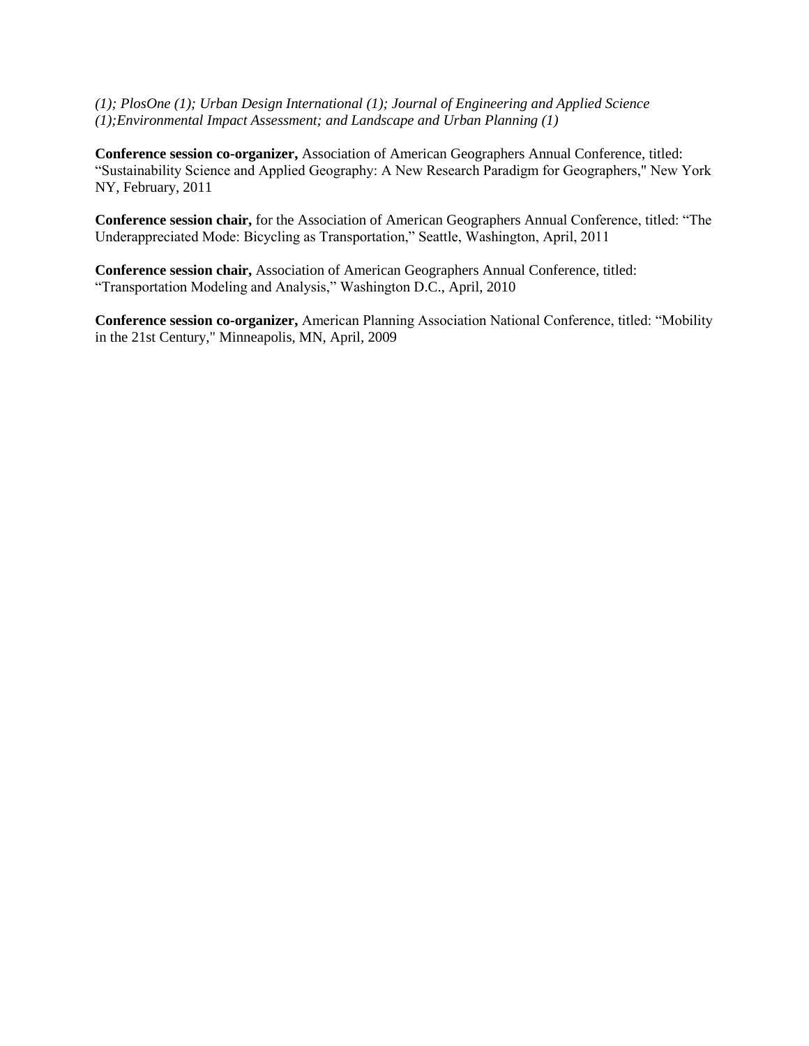*(1); PlosOne (1); Urban Design International (1); Journal of Engineering and Applied Science (1);Environmental Impact Assessment; and Landscape and Urban Planning (1)*

**Conference session co-organizer,** Association of American Geographers Annual Conference, titled: "Sustainability Science and Applied Geography: A New Research Paradigm for Geographers," New York NY, February, 2011

**Conference session chair,** for the Association of American Geographers Annual Conference, titled: "The Underappreciated Mode: Bicycling as Transportation," Seattle, Washington, April, 2011

**Conference session chair,** Association of American Geographers Annual Conference, titled: "Transportation Modeling and Analysis," Washington D.C., April, 2010

**Conference session co-organizer,** American Planning Association National Conference, titled: "Mobility in the 21st Century," Minneapolis, MN, April, 2009